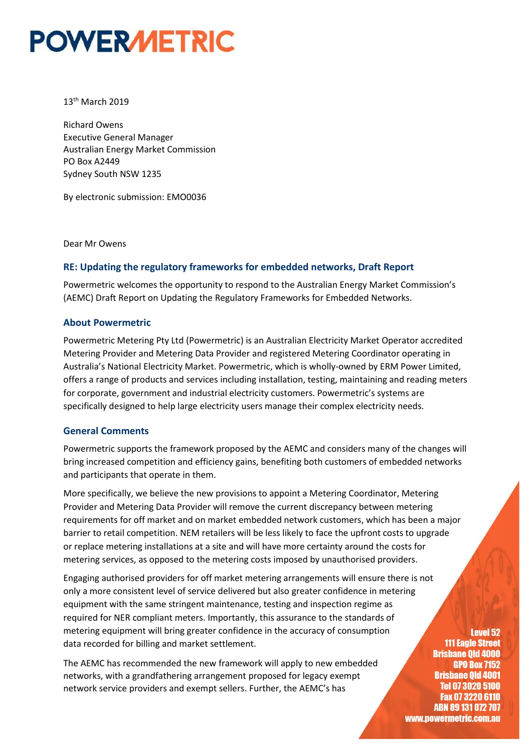# POWERMETRIC

13th March 2019

Richard Owens
Executive General Manager
Australian Energy Market Commission
PO Box A2449
Sydney South NSW 1235

By electronic submission: EMO0036

Dear Mr Owens

## RE: Updating the regulatory frameworks for embedded networks, Draft Report

Powermetric welcomes the opportunity to respond to the Australian Energy Market Commission's (AEMC) Draft Report on Updating the Regulatory Frameworks for Embedded Networks.

## About Powermetric

Powermetric Metering Pty Ltd (Powermetric) is an Australian Electricity Market Operator accredited Metering Provider and Metering Data Provider and registered Metering Coordinator operating in Australia's National Electricity Market. Powermetric, which is wholly-owned by ERM Power Limited, offers a range of products and services including installation, testing, maintaining and reading meters for corporate, government and industrial electricity customers. Powermetric's systems are specifically designed to help large electricity users manage their complex electricity needs.

## General Comments

Powermetric supports the framework proposed by the AEMC and considers many of the changes will bring increased competition and efficiency gains, benefiting both customers of embedded networks and participants that operate in them.

More specifically, we believe the new provisions to appoint a Metering Coordinator, Metering Provider and Metering Data Provider will remove the current discrepancy between metering requirements for off market and on market embedded network customers, which has been a major barrier to retail competition. NEM retailers will be less likely to face the upfront costs to upgrade or replace metering installations at a site and will have more certainty around the costs for metering services, as opposed to the metering costs imposed by unauthorised providers.

Engaging authorised providers for off market metering arrangements will ensure there is not only a more consistent level of service delivered but also greater confidence in metering equipment with the same stringent maintenance, testing and inspection regime as required for NER compliant meters. Importantly, this assurance to the standards of metering equipment will bring greater confidence in the accuracy of consumption data recorded for billing and market settlement.

The AEMC has recommended the new framework will apply to new embedded networks, with a grandfathering arrangement proposed for legacy exempt network service providers and exempt sellers. Further, the AEMC's has

Level 52
111 Eagle Street
Brisbane Qld 4000
GPO Box 7152
Brisbane Qld 4001
Tel 07 3020 5100
Fax 07 3220 6110
ABN 89 131 072 707
www.powermetric.com.au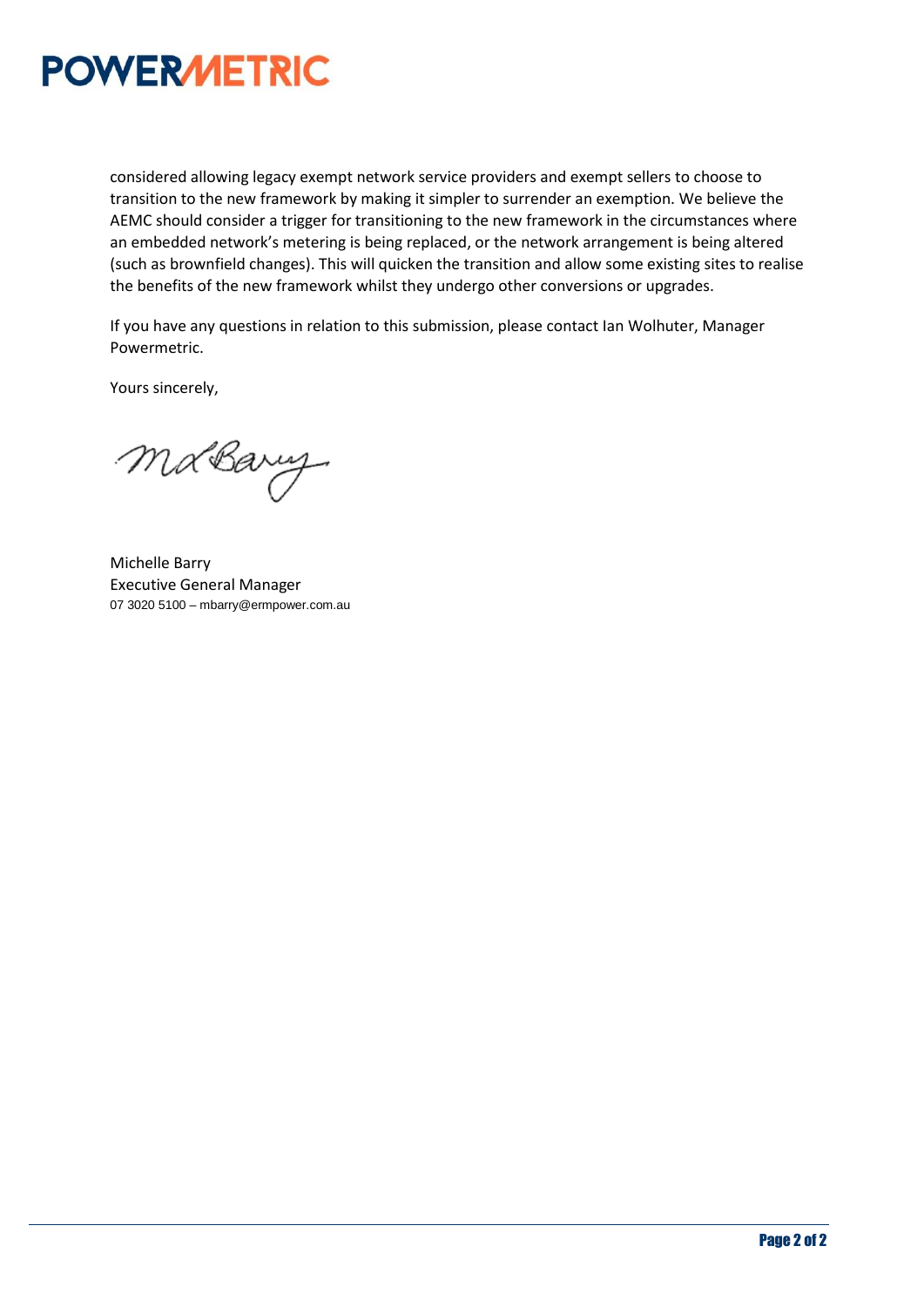considered allowing legacy exempt network service providers and exempt sellers to choose to transition to the new framework by making it simpler to surrender an exemption. We believe the AEMC should consider a trigger for transitioning to the new framework in the circumstances where an embedded network's metering is being replaced, or the network arrangement is being altered (such as brownfield changes). This will quicken the transition and allow some existing sites to realise the benefits of the new framework whilst they undergo other conversions or upgrades.

If you have any questions in relation to this submission, please contact Ian Wolhuter, Manager Powermetric.

Yours sincerely,

Michelle Barry
Executive General Manager
07 3020 5100 – mbarry@ermpower.com.au